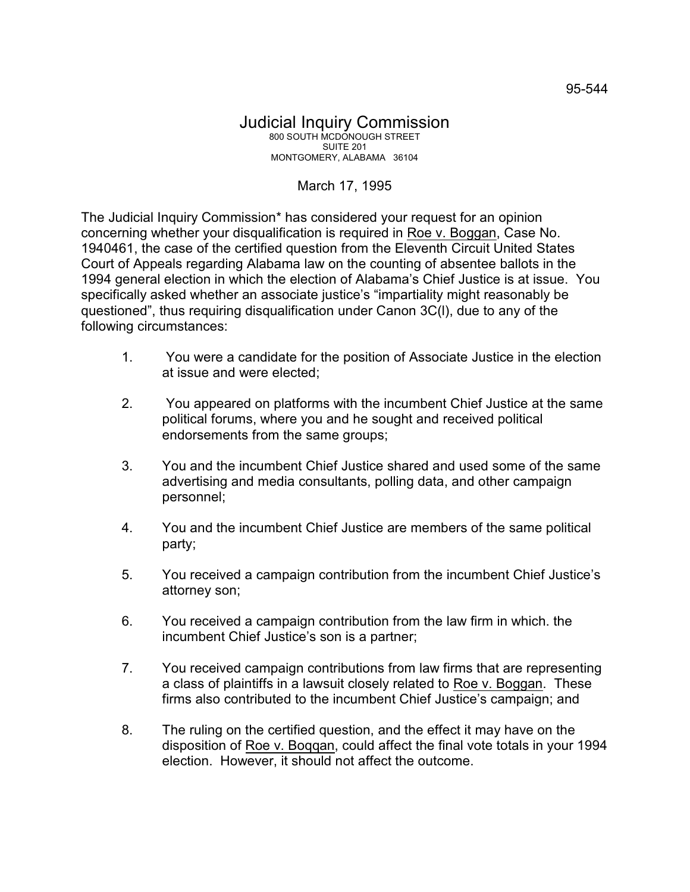95-544

# Judicial Inquiry Commission

800 SOUTH MCDONOUGH STREET
SUITE 201
MONTGOMERY, ALABAMA 36104

March 17, 1995

The Judicial Inquiry Commission* has considered your request for an opinion concerning whether your disqualification is required in Roe v. Boggan, Case No. 1940461, the case of the certified question from the Eleventh Circuit United States Court of Appeals regarding Alabama law on the counting of absentee ballots in the 1994 general election in which the election of Alabama's Chief Justice is at issue. You specifically asked whether an associate justice's "impartiality might reasonably be questioned", thus requiring disqualification under Canon 3C(l), due to any of the following circumstances:

1. You were a candidate for the position of Associate Justice in the election at issue and were elected;
2. You appeared on platforms with the incumbent Chief Justice at the same political forums, where you and he sought and received political endorsements from the same groups;
3. You and the incumbent Chief Justice shared and used some of the same advertising and media consultants, polling data, and other campaign personnel;
4. You and the incumbent Chief Justice are members of the same political party;
5. You received a campaign contribution from the incumbent Chief Justice's attorney son;
6. You received a campaign contribution from the law firm in which. the incumbent Chief Justice's son is a partner;
7. You received campaign contributions from law firms that are representing a class of plaintiffs in a lawsuit closely related to Roe v. Boggan. These firms also contributed to the incumbent Chief Justice's campaign; and
8. The ruling on the certified question, and the effect it may have on the disposition of Roe v. Boqqan, could affect the final vote totals in your 1994 election. However, it should not affect the outcome.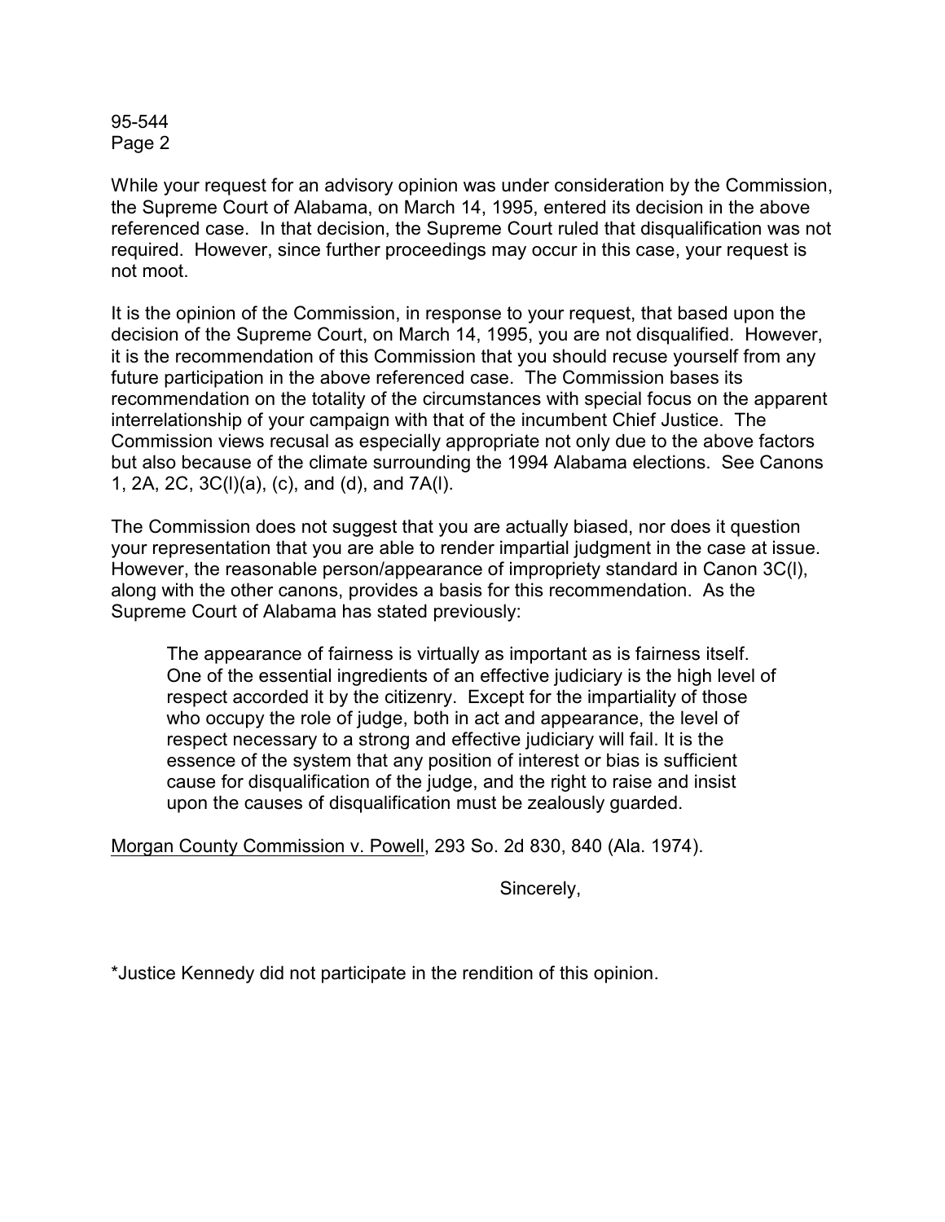While your request for an advisory opinion was under consideration by the Commission, the Supreme Court of Alabama, on March 14, 1995, entered its decision in the above referenced case. In that decision, the Supreme Court ruled that disqualification was not required. However, since further proceedings may occur in this case, your request is not moot.

It is the opinion of the Commission, in response to your request, that based upon the decision of the Supreme Court, on March 14, 1995, you are not disqualified. However, it is the recommendation of this Commission that you should recuse yourself from any future participation in the above referenced case. The Commission bases its recommendation on the totality of the circumstances with special focus on the apparent interrelationship of your campaign with that of the incumbent Chief Justice. The Commission views recusal as especially appropriate not only due to the above factors but also because of the climate surrounding the 1994 Alabama elections. See Canons 1, 2A, 2C, 3C(l)(a), (c), and (d), and 7A(l).

The Commission does not suggest that you are actually biased, nor does it question your representation that you are able to render impartial judgment in the case at issue. However, the reasonable person/appearance of impropriety standard in Canon 3C(l), along with the other canons, provides a basis for this recommendation. As the Supreme Court of Alabama has stated previously:

> The appearance of fairness is virtually as important as is fairness itself. One of the essential ingredients of an effective judiciary is the high level of respect accorded it by the citizenry. Except for the impartiality of those who occupy the role of judge, both in act and appearance, the level of respect necessary to a strong and effective judiciary will fail. It is the essence of the system that any position of interest or bias is sufficient cause for disqualification of the judge, and the right to raise and insist upon the causes of disqualification must be zealously guarded.

Morgan County Commission v. Powell, 293 So. 2d 830, 840 (Ala. 1974).

Sincerely,

*Justice Kennedy did not participate in the rendition of this opinion.